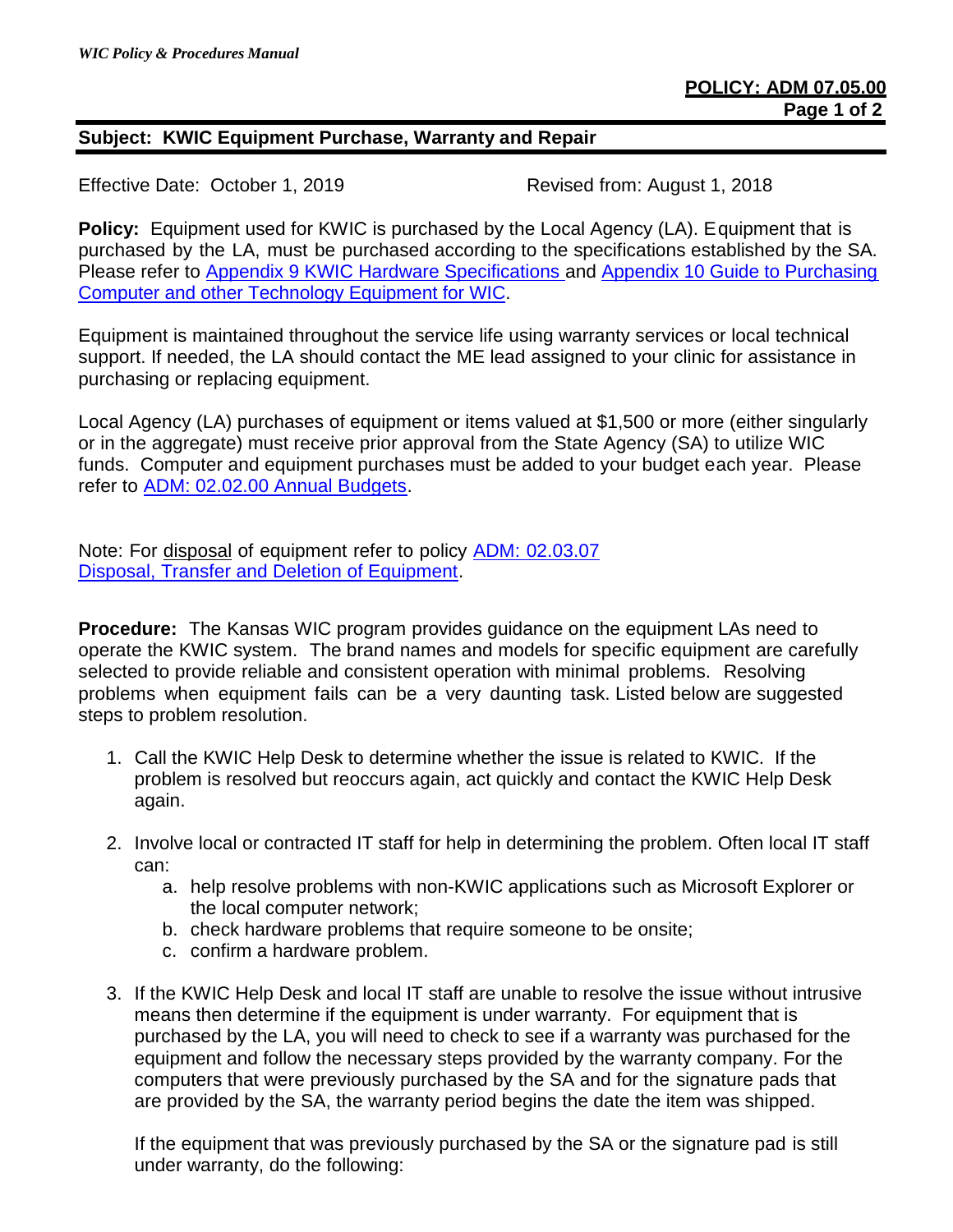**POLICY: ADM 07.05.00**

**Subject: KWIC Equipment Purchase, Warranty and Repair**

Effective Date: October 1, 2019 Revised from: August 1, 2018

**Policy:** Equipment used for KWIC is purchased by the Local Agency (LA). Equipment that is purchased by the LA, must be purchased according to the specifications established by the SA. Please refer to Appendix 9 KWIC Hardware Specifications and Appendix 10 Guide to Purchasing Computer and other Technology Equipment for WIC.

Equipment is maintained throughout the service life using warranty services or local technical support. If needed, the LA should contact the ME lead assigned to your clinic for assistance in purchasing or replacing equipment.

Local Agency (LA) purchases of equipment or items valued at $1,500 or more (either singularly or in the aggregate) must receive prior approval from the State Agency (SA) to utilize WIC funds. Computer and equipment purchases must be added to your budget each year. Please refer to ADM: 02.02.00 Annual Budgets.

Note: For disposal of equipment refer to policy ADM: 02.03.07 Disposal, Transfer and Deletion of Equipment.

**Procedure:** The Kansas WIC program provides guidance on the equipment LAs need to operate the KWIC system. The brand names and models for specific equipment are carefully selected to provide reliable and consistent operation with minimal problems. Resolving problems when equipment fails can be a very daunting task. Listed below are suggested steps to problem resolution.

1. Call the KWIC Help Desk to determine whether the issue is related to KWIC. If the problem is resolved but reoccurs again, act quickly and contact the KWIC Help Desk again.

2. Involve local or contracted IT staff for help in determining the problem. Often local IT staff can:
   a. help resolve problems with non-KWIC applications such as Microsoft Explorer or the local computer network;
   b. check hardware problems that require someone to be onsite;
   c. confirm a hardware problem.

3. If the KWIC Help Desk and local IT staff are unable to resolve the issue without intrusive means then determine if the equipment is under warranty. For equipment that is purchased by the LA, you will need to check to see if a warranty was purchased for the equipment and follow the necessary steps provided by the warranty company. For the computers that were previously purchased by the SA and for the signature pads that are provided by the SA, the warranty period begins the date the item was shipped.

   If the equipment that was previously purchased by the SA or the signature pad is still under warranty, do the following: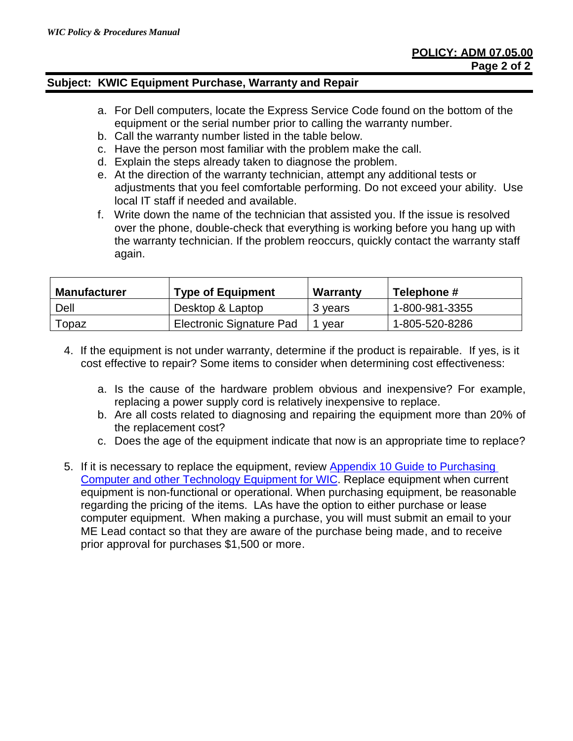**Subject: KWIC Equipment Purchase, Warranty and Repair**

a. For Dell computers, locate the Express Service Code found on the bottom of the equipment or the serial number prior to calling the warranty number.
b. Call the warranty number listed in the table below.
c. Have the person most familiar with the problem make the call.
d. Explain the steps already taken to diagnose the problem.
e. At the direction of the warranty technician, attempt any additional tests or adjustments that you feel comfortable performing. Do not exceed your ability. Use local IT staff if needed and available.
f. Write down the name of the technician that assisted you. If the issue is resolved over the phone, double-check that everything is working before you hang up with the warranty technician. If the problem reoccurs, quickly contact the warranty staff again.

| Manufacturer | Type of Equipment | Warranty | Telephone # |
|---|---|---|---|
| Dell | Desktop & Laptop | 3 years | 1-800-981-3355 |
| Topaz | Electronic Signature Pad | 1 year | 1-805-520-8286 |

4. If the equipment is not under warranty, determine if the product is repairable. If yes, is it cost effective to repair? Some items to consider when determining cost effectiveness:

   a. Is the cause of the hardware problem obvious and inexpensive? For example, replacing a power supply cord is relatively inexpensive to replace.
   b. Are all costs related to diagnosing and repairing the equipment more than 20% of the replacement cost?
   c. Does the age of the equipment indicate that now is an appropriate time to replace?

5. If it is necessary to replace the equipment, review [Appendix 10 Guide to Purchasing Computer and other Technology Equipment for WIC]. Replace equipment when current equipment is non-functional or operational. When purchasing equipment, be reasonable regarding the pricing of the items. LAs have the option to either purchase or lease computer equipment. When making a purchase, you will must submit an email to your ME Lead contact so that they are aware of the purchase being made, and to receive prior approval for purchases $1,500 or more.